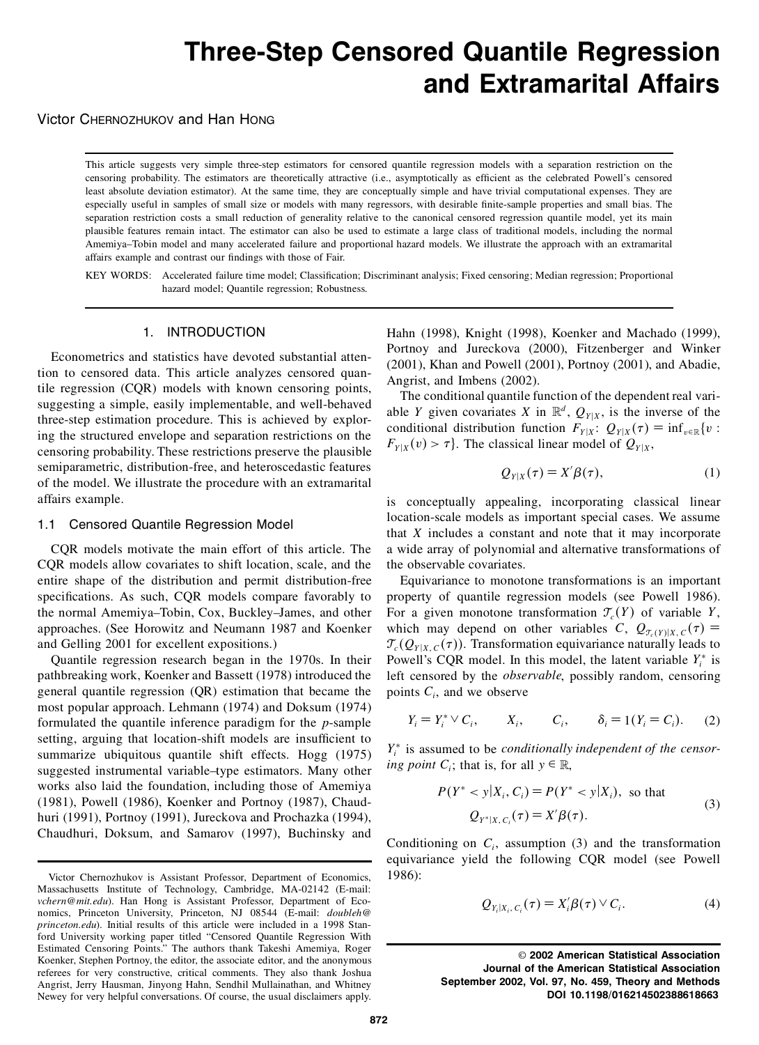# Three-Step Censored Quantile Regression and Extramarital Affairs

Victor CHERNOZHUKOV and Han HONG

This article suggests very simple three-step estimators for censored quantile regression models with a separation restriction on the censoring probability. The estimators are theoretically attractive (i.e., asymptotically as efficient as the celebrated Powell's censored least absolute deviation estimator). At the same time, they are conceptually simple and have trivial computational expenses. They are especially useful in samples of small size or models with many regressors, with desirable finite-sample properties and small bias. The separation restriction costs a small reduction of generality relative to the canonical censored regression quantile model, yet its main plausible features remain intact. The estimator can also be used to estimate a large class of traditional models, including the normal Amemiya–Tobin model and many accelerated failure and proportional hazard models. We illustrate the approach with an extramarital affairs example and contrast our findings with those of Fair.

KEY WORDS: Accelerated failure time model; Classification; Discriminant analysis; Fixed censoring; Median regression; Proportional hazard model; Quantile regression; Robustness.

## 1. INTRODUCTION

Econometrics and statistics have devoted substantial attention to censored data. This article analyzes censored quantile regression (CQR) models with known censoring points, suggesting a simple, easily implementable, and well-behaved three-step estimation procedure. This is achieved by exploring the structured envelope and separation restrictions on the censoring probability. These restrictions preserve the plausible semiparametric, distribution-free, and heteroscedastic features of the model. We illustrate the procedure with an extramarital affairs example.

### 1.1 Censored Quantile Regression Model

CQR models motivate the main effort of this article. The CQR models allow covariates to shift location, scale, and the entire shape of the distribution and permit distribution-free specifications. As such, CQR models compare favorably to the normal Amemiya–Tobin, Cox, Buckley–James, and other approaches. (See Horowitz and Neumann 1987 and Koenker and Gelling 2001 for excellent expositions.)

Quantile regression research began in the 1970s. In their pathbreaking work, Koenker and Bassett (1978) introduced the general quantile regression (QR) estimation that became the most popular approach. Lehmann (1974) and Doksum (1974) formulated the quantile inference paradigm for the $p$-sample setting, arguing that location-shift models are insufficient to summarize ubiquitous quantile shift effects. Hogg (1975) suggested instrumental variable–type estimators. Many other works also laid the foundation, including those of Amemiya (1981), Powell (1986), Koenker and Portnoy (1987), Chaudhuri (1991), Portnoy (1991), Jureckova and Prochazka (1994), Chaudhuri, Doksum, and Samarov (1997), Buchinsky and Hahn (1998), Knight (1998), Koenker and Machado (1999), Portnoy and Jureckova (2000), Fitzenberger and Winker (2001), Khan and Powell (2001), Portnoy (2001), and Abadie, Angrist, and Imbens (2002).

The conditional quantile function of the dependent real variable $Y$ given covariates $X$ in $\mathbb{R}^d$, $Q_{Y|X}$, is the inverse of the conditional distribution function $F_{Y|X}$: $Q_{Y|X}(\tau) = \inf_{v\in\mathbb{R}}\{v : F_{Y|X}(v) > \tau\}$. The classical linear model of $Q_{Y|X}$,

$$Q_{Y|X}(\tau) = X'\beta(\tau), \tag{1}$$

is conceptually appealing, incorporating classical linear location-scale models as important special cases. We assume that $X$ includes a constant and note that it may incorporate a wide array of polynomial and alternative transformations of the observable covariates.

Equivariance to monotone transformations is an important property of quantile regression models (see Powell 1986). For a given monotone transformation $\mathcal{T}_c(Y)$ of variable $Y$, which may depend on other variables $C$, $Q_{\mathcal{T}_c(Y)|X,C}(\tau) = \mathcal{T}_c(Q_{Y|X,C}(\tau))$. Transformation equivariance naturally leads to Powell's CQR model. In this model, the latent variable $Y_i^*$ is left censored by the *observable*, possibly random, censoring points $C_i$, and we observe

$$Y_i = Y_i^* \vee C_i, \qquad X_i, \qquad C_i, \qquad \delta_i = 1(Y_i = C_i). \tag{2}$$

$Y_i^*$ is assumed to be *conditionally independent of the censoring point* $C_i$; that is, for all $y \in \mathbb{R}$,

$$P(Y^* < y|X_i, C_i) = P(Y^* < y|X_i), \text{ so that } Q_{Y^*|X,C_i}(\tau) = X'\beta(\tau). \tag{3}$$

Conditioning on $C_i$, assumption (3) and the transformation equivariance yield the following CQR model (see Powell 1986):

$$Q_{Y_i|X_i,C_i}(\tau) = X_i'\beta(\tau) \vee C_i. \tag{4}$$

---

Victor Chernozhukov is Assistant Professor, Department of Economics, Massachusetts Institute of Technology, Cambridge, MA-02142 (E-mail: *vchern@mit.edu*). Han Hong is Assistant Professor, Department of Economics, Princeton University, Princeton, NJ 08544 (E-mail: *doubleh@princeton.edu*). Initial results of this article were included in a 1998 Stanford University working paper titled "Censored Quantile Regression With Estimated Censoring Points." The authors thank Takeshi Amemiya, Roger Koenker, Stephen Portnoy, the editor, the associate editor, and the anonymous referees for very constructive, critical comments. They also thank Joshua Angrist, Jerry Hausman, Jinyong Hahn, Sendhil Mullainathan, and Whitney Newey for very helpful conversations. Of course, the usual disclaimers apply.

© 2002 American Statistical Association
Journal of the American Statistical Association
September 2002, Vol. 97, No. 459, Theory and Methods
DOI 10.1198/016214502388618663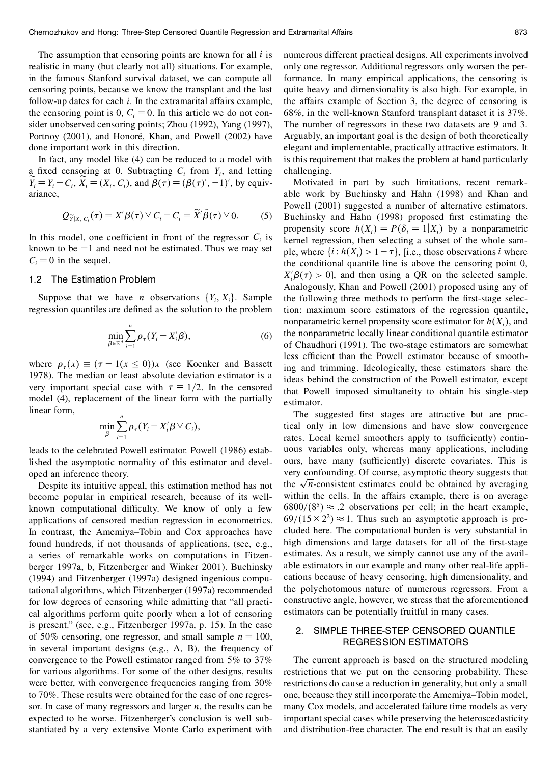The assumption that censoring points are known for all $i$ is realistic in many (but clearly not all) situations. For example, in the famous Stanford survival dataset, we can compute all censoring points, because we know the transplant and the last follow-up dates for each $i$. In the extramarital affairs example, the censoring point is 0, $C_i = 0$. In this article we do not consider unobserved censoring points; Zhou (1992), Yang (1997), Portnoy (2001), and Honoré, Khan, and Powell (2002) have done important work in this direction.

In fact, any model like (4) can be reduced to a model with a fixed censoring at 0. Subtracting $C_i$ from $Y_i$, and letting $\widetilde{Y}_i = Y_i - C_i$, $\widetilde{X}_i = (X_i, C_i)$, and $\widetilde{\beta}(\tau) = (\beta(\tau)', -1)'$, by equivariance,

$$Q_{\widetilde{Y}|X,C_i}(\tau) = X'\beta(\tau) \vee C_i - C_i = \widetilde{X}'\widetilde{\beta}(\tau) \vee 0. \tag{5}$$

In this model, one coefficient in front of the regressor $C_i$ is known to be $-1$ and need not be estimated. Thus we may set $C_i = 0$ in the sequel.

### 1.2 The Estimation Problem

Suppose that we have $n$ observations $\{Y_i, X_i\}$. Sample regression quantiles are defined as the solution to the problem

$$\min_{\beta \in \mathbb{R}^d} \sum_{i=1}^{n} \rho_\tau(Y_i - X_i'\beta), \tag{6}$$

where $\rho_\tau(x) \equiv (\tau - 1(x \le 0))x$ (see Koenker and Bassett 1978). The median or least absolute deviation estimator is a very important special case with $\tau = 1/2$. In the censored model (4), replacement of the linear form with the partially linear form,

$$\min_{\beta} \sum_{i=1}^{n} \rho_\tau(Y_i - X_i'\beta \vee C_i),$$

leads to the celebrated Powell estimator. Powell (1986) established the asymptotic normality of this estimator and developed an inference theory.

Despite its intuitive appeal, this estimation method has not become popular in empirical research, because of its well-known computational difficulty. We know of only a few applications of censored median regression in econometrics. In contrast, the Amemiya–Tobin and Cox approaches have found hundreds, if not thousands of applications, (see, e.g., a series of remarkable works on computations in Fitzenberger 1997a, b, Fitzenberger and Winker 2001). Buchinsky (1994) and Fitzenberger (1997a) designed ingenious computational algorithms, which Fitzenberger (1997a) recommended for low degrees of censoring while admitting that "all practical algorithms perform quite poorly when a lot of censoring is present." (see, e.g., Fitzenberger 1997a, p. 15). In the case of 50% censoring, one regressor, and small sample $n = 100$, in several important designs (e.g., A, B), the frequency of convergence to the Powell estimator ranged from 5% to 37% for various algorithms. For some of the other designs, results were better, with convergence frequencies ranging from 30% to 70%. These results were obtained for the case of one regressor. In case of many regressors and larger $n$, the results can be expected to be worse. Fitzenberger's conclusion is well substantiated by a very extensive Monte Carlo experiment with numerous different practical designs. All experiments involved only one regressor. Additional regressors only worsen the performance. In many empirical applications, the censoring is quite heavy and dimensionality is also high. For example, in the affairs example of Section 3, the degree of censoring is 68%, in the well-known Stanford transplant dataset it is 37%. The number of regressors in these two datasets are 9 and 3. Arguably, an important goal is the design of both theoretically elegant and implementable, practically attractive estimators. It is this requirement that makes the problem at hand particularly challenging.

Motivated in part by such limitations, recent remarkable work by Buchinsky and Hahn (1998) and Khan and Powell (2001) suggested a number of alternative estimators. Buchinsky and Hahn (1998) proposed first estimating the propensity score $h(X_i) = P(\delta_i = 1|X_i)$ by a nonparametric kernel regression, then selecting a subset of the whole sample, where $\{i : h(X_i) > 1 - \tau\}$, [i.e., those observations $i$ where the conditional quantile line is above the censoring point 0, $X_i'\beta(\tau) > 0$], and then using a QR on the selected sample. Analogously, Khan and Powell (2001) proposed using any of the following three methods to perform the first-stage selection: maximum score estimators of the regression quantile, nonparametric kernel propensity score estimator for $h(X_i)$, and the nonparametric locally linear conditional quantile estimator of Chaudhuri (1991). The two-stage estimators are somewhat less efficient than the Powell estimator because of smoothing and trimming. Ideologically, these estimators share the ideas behind the construction of the Powell estimator, except that Powell imposed simultaneity to obtain his single-step estimator.

The suggested first stages are attractive but are practical only in low dimensions and have slow convergence rates. Local kernel smoothers apply to (sufficiently) continuous variables only, whereas many applications, including ours, have many (sufficiently) discrete covariates. This is very confounding. Of course, asymptotic theory suggests that the $\sqrt{n}$-consistent estimates could be obtained by averaging within the cells. In the affairs example, there is on average $6800/(8^5) \approx .2$ observations per cell; in the heart example, $69/(15 \times 2^2) \approx 1$. Thus such an asymptotic approach is precluded here. The computational burden is very substantial in high dimensions and large datasets for all of the first-stage estimates. As a result, we simply cannot use any of the available estimators in our example and many other real-life applications because of heavy censoring, high dimensionality, and the polychotomous nature of numerous regressors. From a constructive angle, however, we stress that the aforementioned estimators can be potentially fruitful in many cases.

## 2. SIMPLE THREE-STEP CENSORED QUANTILE REGRESSION ESTIMATORS

The current approach is based on the structured modeling restrictions that we put on the censoring probability. These restrictions do cause a reduction in generality, but only a small one, because they still incorporate the Amemiya–Tobin model, many Cox models, and accelerated failure time models as very important special cases while preserving the heteroscedasticity and distribution-free character. The end result is that an easily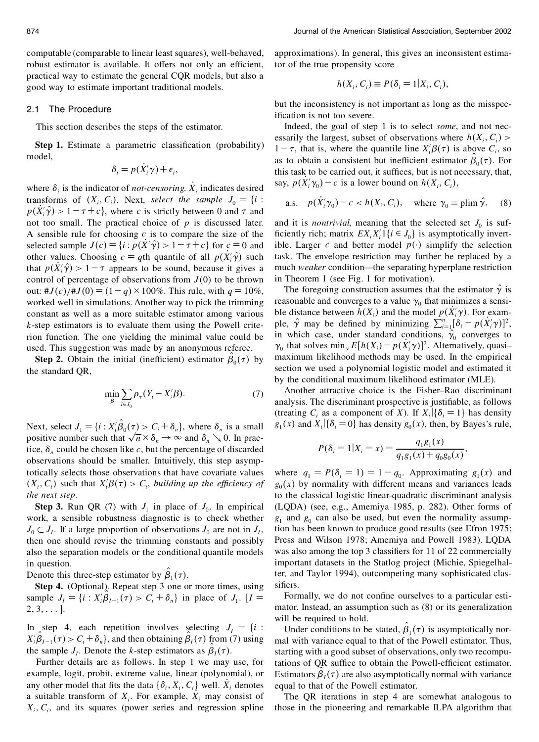computable (comparable to linear least squares), well-behaved, robust estimator is available. It offers not only an efficient, practical way to estimate the general CQR models, but also a good way to estimate important traditional models.

## 2.1 The Procedure

This section describes the steps of the estimator.

**Step 1.** Estimate a parametric classification (probability) model,

$$\delta_i = p(\dot{X}_i'\gamma) + \epsilon_i,$$

where $\delta_i$ is the indicator of *not-censoring*. $\dot{X}_i$ indicates desired transforms of $(X_i, C_i)$. Next, *select the sample* $J_0 = \{i : p(\dot{X}_i'\hat{\gamma}) > 1 - \tau + c\}$, where $c$ is strictly between 0 and $\tau$ and not too small. The practical choice of $p$ is discussed later. A sensible rule for choosing $c$ is to compare the size of the selected sample $J(c) = \{i : p(\dot{X}'\hat{\gamma}) > 1 - \tau + c\}$ for $c = 0$ and other values. Choosing $c = q$th quantile of all $p(\dot{X}_i'\hat{\gamma})$ such that $p(\dot{X}_i'\hat{\gamma}) > 1 - \tau$ appears to be sound, because it gives a control of percentage of observations from $J(0)$ to be thrown out: $\#J(c)/\#J(0) = (1 - q) \times 100\%$. This rule, with $q = 10\%$, worked well in simulations. Another way to pick the trimming constant as well as a more suitable estimator among various $k$-step estimators is to evaluate them using the Powell criterion function. The one yielding the minimal value could be used. This suggestion was made by an anonymous referee.

**Step 2.** Obtain the initial (inefficient) estimator $\hat{\beta}_0(\tau)$ by the standard QR,

$$\min_{\beta} \sum_{i \in J_0} \rho_\tau(Y_i - X_i'\beta). \tag{7}$$

Next, select $J_1 = \{i : X_i'\hat{\beta}_0(\tau) > C_i + \delta_n\}$, where $\delta_n$ is a small positive number such that $\sqrt{n} \times \delta_n \to \infty$ and $\delta_n \searrow 0$. In practice, $\delta_n$ could be chosen like $c$, but the percentage of discarded observations should be smaller. Intuitively, this step asymptotically selects those observations that have covariate values $(X_i, C_i)$ such that $X_i'\beta(\tau) > C_i$, *building up the efficiency of the next step*.

**Step 3.** Run QR (7) with $J_1$ in place of $J_0$. In empirical work, a sensible robustness diagnostic is to check whether $J_0 \subset J_1$. If a large proportion of observations $J_0$ are not in $J_1$, then one should revise the trimming constants and possibly also the separation models or the conditional quantile models in question.

Denote this three-step estimator by $\hat{\beta}_1(\tau)$.

**Step 4.** (Optional). Repeat step 3 one or more times, using sample $J_I = \{i : X_i'\hat{\beta}_{I-1}(\tau) > C_i + \delta_n\}$ in place of $J_1$. [$I = 2, 3, \ldots$].

In step 4, each repetition involves selecting $J_I = \{i : X_i'\hat{\beta}_{I-1}(\tau) > C_i + \delta_n\}$, and then obtaining $\hat{\beta}_I(\tau)$ from (7) using the sample $J_I$. Denote the $k$-step estimators as $\hat{\beta}_I(\tau)$.

Further details are as follows. In step 1 we may use, for example, logit, probit, extreme value, linear (polynomial), or any other model that fits the data $\{\delta_i, X_i, C_i\}$ well. $\dot{X}_i$ denotes a suitable transform of $X_i$. For example, $\dot{X}_i$ may consist of $X_i$, $C_i$, and its squares (power series and regression spline approximations). In general, this gives an inconsistent estimator of the true propensity score

$$h(X_i, C_i) \equiv P(\delta_i = 1 | X_i, C_i),$$

but the inconsistency is not important as long as the misspecification is not too severe.

Indeed, the goal of step 1 is to select *some*, and not necessarily the largest, subset of observations where $h(X_i, C_i) > 1 - \tau$, that is, where the quantile line $X_i'\beta(\tau)$ is above $C_i$, so as to obtain a consistent but inefficient estimator $\hat{\beta}_0(\tau)$. For this task to be carried out, it suffices, but is not necessary, that, say, $p(\dot{X}_i'\gamma_0) - c$ is a lower bound on $h(X_i, C_i)$,

$$\text{a.s.} \quad p(\dot{X}_i'\gamma_0) - c < h(X_i, C_i), \quad \text{where } \gamma_0 \equiv \operatorname{plim} \hat{\gamma}, \tag{8}$$

and it is *nontrivial*, meaning that the selected set $J_0$ is sufficiently rich; matrix $EX_iX_i'1\{i \in J_0\}$ is asymptotically invertible. Larger $c$ and better model $p(\cdot)$ simplify the selection task. The envelope restriction may further be replaced by a much *weaker* condition—the separating hyperplane restriction in Theorem 1 (see Fig. 1 for motivation).

The foregoing construction assumes that the estimator $\hat{\gamma}$ is reasonable and converges to a value $\gamma_0$ that minimizes a sensible distance between $h(X_i)$ and the model $p(\dot{X}_i'\gamma)$. For example, $\hat{\gamma}$ may be defined by minimizing $\sum_{i=1}^n [\delta_i - p(\dot{X}_i'\gamma)]^2$, in which case, under standard conditions, $\hat{\gamma}_0$ converges to $\gamma_0$ that solves $\min_\gamma E[h(X_i) - p(\dot{X}_i'\gamma)]^2$. Alternatively, quasi–maximum likelihood methods may be used. In the empirical section we used a polynomial logistic model and estimated it by the conditional maximum likelihood estimator (MLE).

Another attractive choice is the Fisher–Rao discriminant analysis. The discriminant prospective is justifiable, as follows (treating $C_i$ as a component of $X$). If $X_i | \{\delta_i = 1\}$ has density $g_1(x)$ and $X_i | \{\delta_i = 0\}$ has density $g_0(x)$, then, by Bayes's rule,

$$P(\delta_i = 1 | X_i = x) = \frac{q_1 g_1(x)}{q_1 g_1(x) + q_0 g_0(x)},$$

where $q_1 = P(\delta_i = 1) = 1 - q_0$. Approximating $g_1(x)$ and $g_0(x)$ by normality with different means and variances leads to the classical logistic linear-quadratic discriminant analysis (LQDA) (see, e.g., Amemiya 1985, p. 282). Other forms of $g_1$ and $g_0$ can also be used, but even the normality assumption has been known to produce good results (see Efron 1975; Press and Wilson 1978; Amemiya and Powell 1983). LQDA was also among the top 3 classifiers for 11 of 22 commercially important datasets in the Statlog project (Michie, Spiegelhalter, and Taylor 1994), outcompeting many sophisticated classifiers.

Formally, we do not confine ourselves to a particular estimator. Instead, an assumption such as (8) or its generalization will be required to hold.

Under conditions to be stated, $\hat{\beta}_1(\tau)$ is asymptotically normal with variance equal to that of the Powell estimator. Thus, starting with a good subset of observations, only two recomputations of QR suffice to obtain the Powell-efficient estimator. Estimators $\hat{\beta}_I(\tau)$ are also asymptotically normal with variance equal to that of the Powell estimator.

The QR iterations in step 4 are somewhat analogous to those in the pioneering and remarkable ILPA algorithm that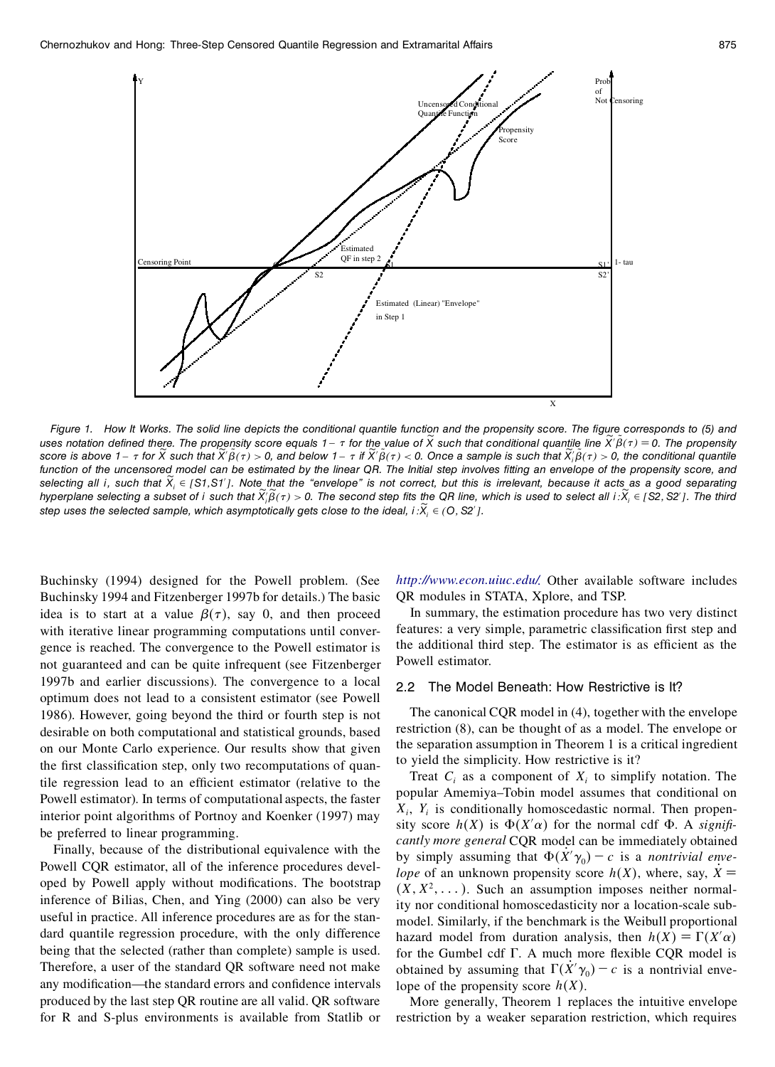Figure 1. How It Works. The solid line depicts the conditional quantile function and the propensity score. The figure corresponds to (5) and uses notation defined there. The propensity score equals $1-\tau$ for the value of $\widetilde{X}$ such that conditional quantile line $\widetilde{X}'\beta(\tau) = 0$. The propensity score is above $1-\tau$ for $\widetilde{X}$ such that $\widetilde{X}'\beta(\tau) > 0$, and below $1-\tau$ if $\widetilde{X}'\beta(\tau) < 0$. Once a sample is such that $\widetilde{X}_i'\beta(\tau) > 0$, the conditional quantile function of the uncensored model can be estimated by the linear QR. The Initial step involves fitting an envelope of the propensity score, and selecting all $i$, such that $\widetilde{X}_i \in [S1, S1']$. Note that the "envelope" is not correct, but this is irrelevant, because it acts as a good separating hyperplane selecting a subset of $i$ such that $\widetilde{X}_i'\beta(\tau) > 0$. The second step fits the QR line, which is used to select all $i : \widetilde{X}_i \in [S2, S2']$. The third step uses the selected sample, which asymptotically gets close to the ideal, $i : \widetilde{X}_i \in (O, S2']$.

Buchinsky (1994) designed for the Powell problem. (See Buchinsky 1994 and Fitzenberger 1997b for details.) The basic idea is to start at a value $\beta(\tau)$, say 0, and then proceed with iterative linear programming computations until convergence is reached. The convergence to the Powell estimator is not guaranteed and can be quite infrequent (see Fitzenberger 1997b and earlier discussions). The convergence to a local optimum does not lead to a consistent estimator (see Powell 1986). However, going beyond the third or fourth step is not desirable on both computational and statistical grounds, based on our Monte Carlo experience. Our results show that given the first classification step, only two recomputations of quantile regression lead to an efficient estimator (relative to the Powell estimator). In terms of computational aspects, the faster interior point algorithms of Portnoy and Koenker (1997) may be preferred to linear programming.

Finally, because of the distributional equivalence with the Powell CQR estimator, all of the inference procedures developed by Powell apply without modifications. The bootstrap inference of Bilias, Chen, and Ying (2000) can also be very useful in practice. All inference procedures are as for the standard quantile regression procedure, with the only difference being that the selected (rather than complete) sample is used. Therefore, a user of the standard QR software need not make any modification—the standard errors and confidence intervals produced by the last step QR routine are all valid. QR software for R and S-plus environments is available from Statlib or *http://www.econ.uiuc.edu/.* Other available software includes QR modules in STATA, Xplore, and TSP.

In summary, the estimation procedure has two very distinct features: a very simple, parametric classification first step and the additional third step. The estimator is as efficient as the Powell estimator.

## 2.2 The Model Beneath: How Restrictive is It?

The canonical CQR model in (4), together with the envelope restriction (8), can be thought of as a model. The envelope or the separation assumption in Theorem 1 is a critical ingredient to yield the simplicity. How restrictive is it?

Treat $C_i$ as a component of $X_i$ to simplify notation. The popular Amemiya–Tobin model assumes that conditional on $X_i$, $Y_i$ is conditionally homoscedastic normal. Then propensity score $h(X)$ is $\Phi(X'\alpha)$ for the normal cdf $\Phi$. A *significantly more general* CQR model can be immediately obtained by simply assuming that $\Phi(\dot{X}'\gamma_0) - c$ is a *nontrivial envelope* of an unknown propensity score $h(X)$, where, say, $\dot{X} = (X, X^2, \dots)$. Such an assumption imposes neither normality nor conditional homoscedasticity nor a location-scale submodel. Similarly, if the benchmark is the Weibull proportional hazard model from duration analysis, then $h(X) = \Gamma(X'\alpha)$ for the Gumbel cdf $\Gamma$. A much more flexible CQR model is obtained by assuming that $\Gamma(\dot{X}'\gamma_0) - c$ is a nontrivial envelope of the propensity score $h(X)$.

More generally, Theorem 1 replaces the intuitive envelope restriction by a weaker separation restriction, which requires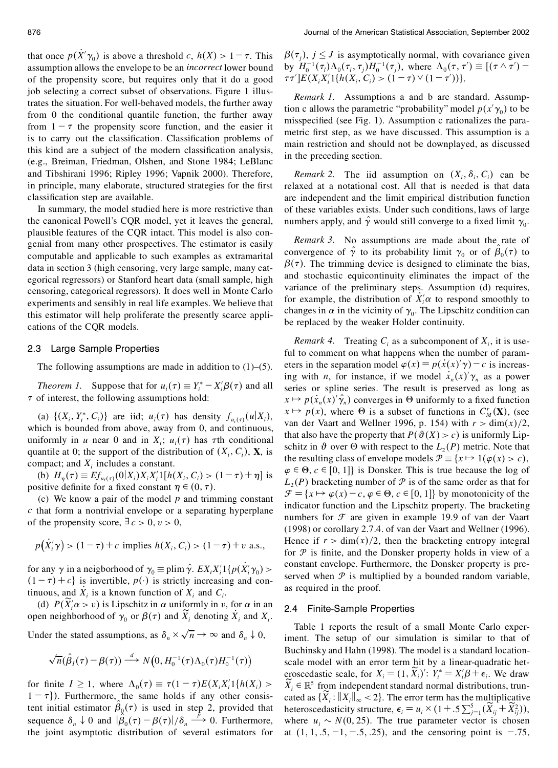that once $p(\dot{X}'\gamma_0)$ is above a threshold $c$, $h(X) > 1-\tau$. This assumption allows the envelope to be an *incorrect* lower bound of the propensity score, but requires only that it do a good job selecting a correct subset of observations. Figure 1 illustrates the situation. For well-behaved models, the further away from 0 the conditional quantile function, the further away from $1-\tau$ the propensity score function, and the easier it is to carry out the classification. Classification problems of this kind are a subject of the modern classification analysis, (e.g., Breiman, Friedman, Olshen, and Stone 1984; LeBlanc and Tibshirani 1996; Ripley 1996; Vapnik 2000). Therefore, in principle, many elaborate, structured strategies for the first classification step are available.

In summary, the model studied here is more restrictive than the canonical Powell's CQR model, yet it leaves the general, plausible features of the CQR intact. This model is also congenial from many other prospectives. The estimator is easily computable and applicable to such examples as extramarital data in section 3 (high censoring, very large sample, many categorical regressors) or Stanford heart data (small sample, high censoring, categorical regressors). It does well in Monte Carlo experiments and sensibly in real life examples. We believe that this estimator will help proliferate the presently scarce applications of the CQR models.

### 2.3 Large Sample Properties

The following assumptions are made in addition to (1)–(5).

*Theorem 1.* Suppose that for $u_i(\tau) \equiv Y_i^* - X_i'\beta(\tau)$ and all $\tau$ of interest, the following assumptions hold:

(a) $\{(X_i, Y_i^*, C_i)\}$ are iid; $u_i(\tau)$ has density $f_{u_i(\tau)}(u|X_i)$, which is bounded from above, away from 0, and continuous, uniformly in $u$ near 0 and in $X_i$; $u_i(\tau)$ has $\tau$th conditional quantile at 0; the support of the distribution of $(X_i, C_i)$, $\mathbf{X}$, is compact; and $X_i$ includes a constant.

(b) $H_\eta(\tau) \equiv Ef_{u_i(\tau)}(0|X_i)X_iX_i'1[h(X_i, C_i) > (1-\tau)+\eta]$ is positive definite for a fixed constant $\eta \in (0, \tau)$.

(c) We know a pair of the model $p$ and trimming constant $c$ that form a nontrivial envelope or a separating hyperplane of the propensity score, $\exists\, c > 0, v > 0$,

$$p(\dot{X}_i'\gamma) > (1-\tau)+c \text{ implies } h(X_i, C_i) > (1-\tau)+v \text{ a.s.,}$$

for any $\gamma$ in a neigborhood of $\gamma_0 \equiv \text{plim}\,\hat{\gamma}$. $EX_iX_i'1\{p(\dot{X}_i'\gamma_0) > (1-\tau)+c\}$ is invertible, $p(\cdot)$ is strictly increasing and continuous, and $\dot{X}_i$ is a known function of $X_i$ and $C_i$.

(d) $P(\widetilde{X}_i'\alpha > v)$ is Lipschitz in $\alpha$ uniformly in $v$, for $\alpha$ in an open neighborhood of $\gamma_0$ or $\beta(\tau)$ and $\widetilde{X}_i$ denoting $\dot{X}_i$ and $X_i$.

Under the stated assumptions, as $\delta_n \times \sqrt{n} \to \infty$ and $\delta_n \downarrow 0$,

$$\sqrt{n}(\hat{\beta}_I(\tau) - \beta(\tau)) \xrightarrow{d} N\big(0, H_0^{-1}(\tau)\Lambda_0(\tau)H_0^{-1}(\tau)\big)$$

for finite $I \geq 1$, where $\Lambda_0(\tau) \equiv \tau(1-\tau)E(X_iX_i'1\{h(X_i) > 1-\tau\})$. Furthermore, the same holds if any other consistent initial estimator $\hat{\beta}_0(\tau)$ is used in step 2, provided that sequence $\delta_n \downarrow 0$ and $|\hat{\beta}_0(\tau) - \beta(\tau)|/\delta_n \xrightarrow{p} 0$. Furthermore, the joint asymptotic distribution of several estimators for $\beta(\tau_j)$, $j \leq J$ is asymptotically normal, with covariance given by $H_0^{-1}(\tau_i)\Lambda_0(\tau_i, \tau_j)H_0^{-1}(\tau_j)$, where $\Lambda_0(\tau, \tau') \equiv [(\tau \wedge \tau') - \tau\tau']E(X_iX_i'1\{h(X_i, C_i) > (1-\tau) \vee (1-\tau')\})$.

*Remark 1.* Assumptions a and b are standard. Assumption c allows the parametric "probability" model $p(x'\gamma_0)$ to be misspecified (see Fig. 1). Assumption c rationalizes the parametric first step, as we have discussed. This assumption is a main restriction and should not be downplayed, as discussed in the preceding section.

*Remark 2.* The iid assumption on $(X_i, \delta_i, C_i)$ can be relaxed at a notational cost. All that is needed is that data are independent and the limit empirical distribution function of these variables exists. Under such conditions, laws of large numbers apply, and $\hat{\gamma}$ would still converge to a fixed limit $\gamma_0$.

*Remark 3.* No assumptions are made about the rate of convergence of $\hat{\gamma}$ to its probability limit $\gamma_0$ or of $\hat{\beta}_0(\tau)$ to $\beta(\tau)$. The trimming device is designed to eliminate the bias, and stochastic equicontinuity eliminates the impact of the variance of the preliminary steps. Assumption (d) requires, for example, the distribution of $\dot{X}_i'\alpha$ to respond smoothly to changes in $\alpha$ in the vicinity of $\gamma_0$. The Lipschitz condition can be replaced by the weaker Holder continuity.

*Remark 4.* Treating $C_i$ as a subcomponent of $X_i$, it is useful to comment on what happens when the number of parameters in the separation model $\varphi(x) = p(\dot{x}(x)'\gamma) - c$ is increasing with $n$, for instance, if we model $\dot{x}_n(x)'\gamma_n$ as a power series or spline series. The result is preserved as long as $x \mapsto p(\dot{x}_n(x)'\hat{\gamma}_n)$ converges in $\Theta$ uniformly to a fixed function $x \mapsto p(x)$, where $\Theta$ is a subset of functions in $C_M^r(\mathbf{X})$, (see van der Vaart and Wellner 1996, p. 154) with $r > \dim(x)/2$, that also have the property that $P(\vartheta(X) > c)$ is uniformly Lipschitz in $\vartheta$ over $\Theta$ with respect to the $L_2(P)$ metric. Note that the resulting class of envelope models $\mathcal{P} \equiv \{x \mapsto 1(\varphi(x) > c)$, $\varphi \in \Theta$, $c \in [0, 1]\}$ is Donsker. This is true because the log of $L_2(P)$ bracketing number of $\mathcal{P}$ is of the same order as that for $\mathcal{F} = \{x \mapsto \varphi(x) - c, \varphi \in \Theta, c \in [0, 1]\}$ by monotonicity of the indicator function and the Lipschitz property. The bracketing numbers for $\mathcal{F}$ are given in example 19.9 of van der Vaart (1998) or corollary 2.7.4. of van der Vaart and Wellner (1996). Hence if $r > \dim(x)/2$, then the bracketing entropy integral for $\mathcal{P}$ is finite, and the Donsker property holds in view of a constant envelope. Furthermore, the Donsker property is preserved when $\mathcal{P}$ is multiplied by a bounded random variable, as required in the proof.

### 2.4 Finite-Sample Properties

Table 1 reports the result of a small Monte Carlo experiment. The setup of our simulation is similar to that of Buchinsky and Hahn (1998). The model is a standard location-scale model with an error term hit by a linear-quadratic heteroscedastic scale, for $X_i = (1, \widetilde{X}_i)'$: $Y_i^* = X_i'\beta + \epsilon_i$. We draw $\widetilde{X}_i \in \mathbb{R}^5$ from independent standard normal distributions, truncated as $\{\widetilde{X}_i : \|X_i\|_\infty < 2\}$. The error term has the multiplicative heteroscedasticity structure, $\epsilon_i = u_i \times (1 + .5\sum_{j=1}^5(\widetilde{X}_{ij} + \widetilde{X}_{ij}^2))$, where $u_i \sim N(0, 25)$. The true parameter vector is chosen at $(1, 1, .5, -1, -.5, .25)$, and the censoring point is $-.75$,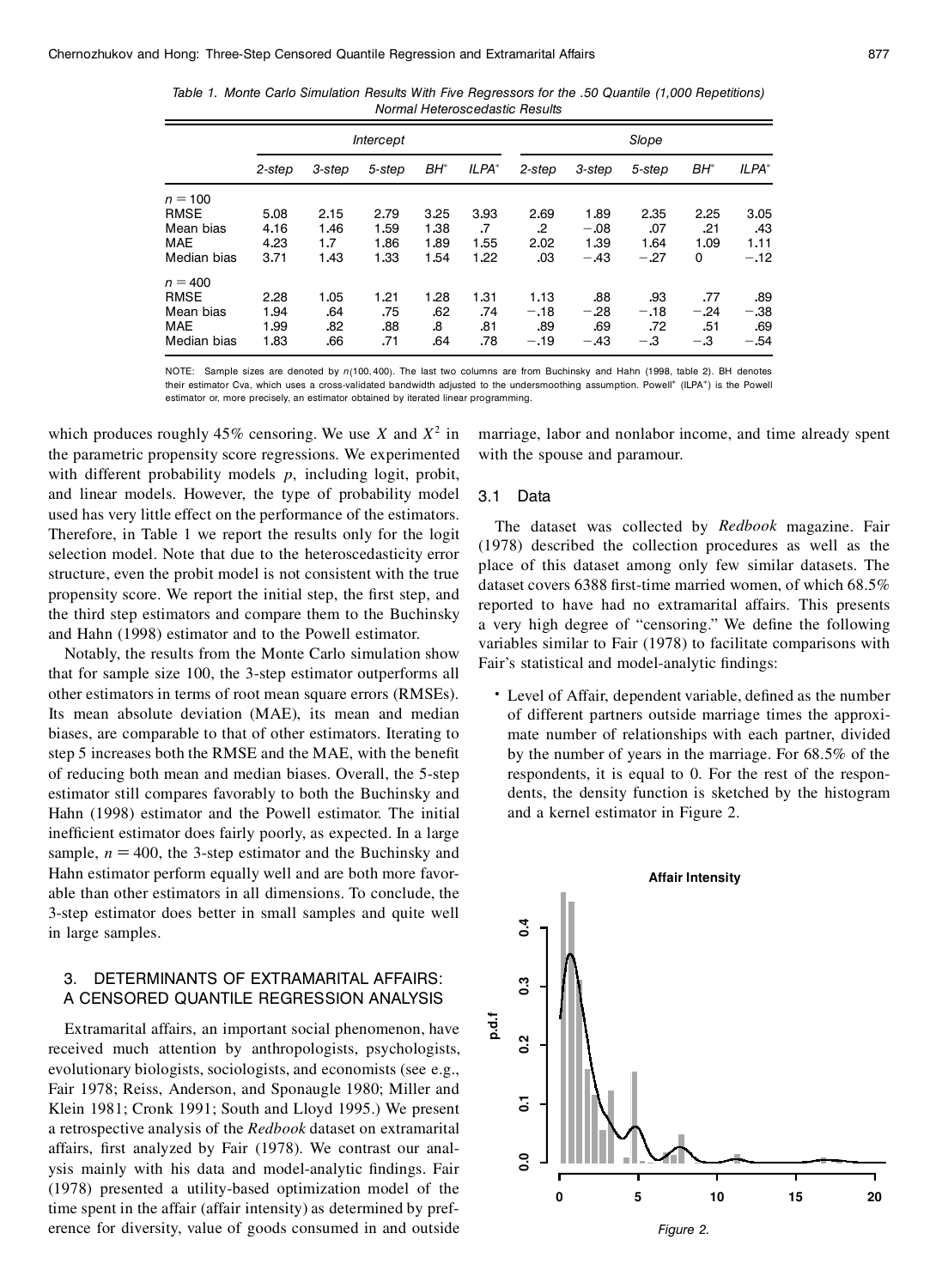Table 1. Monte Carlo Simulation Results With Five Regressors for the .50 Quantile (1,000 Repetitions)
Normal Heteroscedastic Results

| | Intercept | | | | | Slope | | | | |
|---|---|---|---|---|---|---|---|---|---|---|
| | 2-step | 3-step | 5-step | BH* | ILPA* | 2-step | 3-step | 5-step | BH* | ILPA* |
| $n = 100$ | | | | | | | | | | |
| RMSE | 5.08 | 2.15 | 2.79 | 3.25 | 3.93 | 2.69 | 1.89 | 2.35 | 2.25 | 3.05 |
| Mean bias | 4.16 | 1.46 | 1.59 | 1.38 | .7 | .2 | −.08 | .07 | .21 | .43 |
| MAE | 4.23 | 1.7 | 1.86 | 1.89 | 1.55 | 2.02 | 1.39 | 1.64 | 1.09 | 1.11 |
| Median bias | 3.71 | 1.43 | 1.33 | 1.54 | 1.22 | .03 | −.43 | −.27 | 0 | −.12 |
| $n = 400$ | | | | | | | | | | |
| RMSE | 2.28 | 1.05 | 1.21 | 1.28 | 1.31 | 1.13 | .88 | .93 | .77 | .89 |
| Mean bias | 1.94 | .64 | .75 | .62 | .74 | −.18 | −.28 | −.18 | −.24 | −.38 |
| MAE | 1.99 | .82 | .88 | .8 | .81 | .89 | .69 | .72 | .51 | .69 |
| Median bias | 1.83 | .66 | .71 | .64 | .78 | −.19 | −.43 | −.3 | −.3 | −.54 |

NOTE: Sample sizes are denoted by $n(100, 400)$. The last two columns are from Buchinsky and Hahn (1998, table 2). BH denotes their estimator Cva, which uses a cross-validated bandwidth adjusted to the undersmoothing assumption. Powell* (ILPA*) is the Powell estimator or, more precisely, an estimator obtained by iterated linear programming.

which produces roughly 45% censoring. We use $X$ and $X^2$ in the parametric propensity score regressions. We experimented with different probability models $p$, including logit, probit, and linear models. However, the type of probability model used has very little effect on the performance of the estimators. Therefore, in Table 1 we report the results only for the logit selection model. Note that due to the heteroscedasticity error structure, even the probit model is not consistent with the true propensity score. We report the initial step, the first step, and the third step estimators and compare them to the Buchinsky and Hahn (1998) estimator and to the Powell estimator.

Notably, the results from the Monte Carlo simulation show that for sample size 100, the 3-step estimator outperforms all other estimators in terms of root mean square errors (RMSEs). Its mean absolute deviation (MAE), its mean and median biases, are comparable to that of other estimators. Iterating to step 5 increases both the RMSE and the MAE, with the benefit of reducing both mean and median biases. Overall, the 5-step estimator still compares favorably to both the Buchinsky and Hahn (1998) estimator and the Powell estimator. The initial inefficient estimator does fairly poorly, as expected. In a large sample, $n = 400$, the 3-step estimator and the Buchinsky and Hahn estimator perform equally well and are both more favorable than other estimators in all dimensions. To conclude, the 3-step estimator does better in small samples and quite well in large samples.

## 3. DETERMINANTS OF EXTRAMARITAL AFFAIRS: A CENSORED QUANTILE REGRESSION ANALYSIS

Extramarital affairs, an important social phenomenon, have received much attention by anthropologists, psychologists, evolutionary biologists, sociologists, and economists (see e.g., Fair 1978; Reiss, Anderson, and Sponaugle 1980; Miller and Klein 1981; Cronk 1991; South and Lloyd 1995.) We present a retrospective analysis of the *Redbook* dataset on extramarital affairs, first analyzed by Fair (1978). We contrast our analysis mainly with his data and model-analytic findings. Fair (1978) presented a utility-based optimization model of the time spent in the affair (affair intensity) as determined by preference for diversity, value of goods consumed in and outside marriage, labor and nonlabor income, and time already spent with the spouse and paramour.

### 3.1 Data

The dataset was collected by *Redbook* magazine. Fair (1978) described the collection procedures as well as the place of this dataset among only few similar datasets. The dataset covers 6388 first-time married women, of which 68.5% reported to have had no extramarital affairs. This presents a very high degree of "censoring." We define the following variables similar to Fair (1978) to facilitate comparisons with Fair's statistical and model-analytic findings:

- Level of Affair, dependent variable, defined as the number of different partners outside marriage times the approximate number of relationships with each partner, divided by the number of years in the marriage. For 68.5% of the respondents, it is equal to 0. For the rest of the respondents, the density function is sketched by the histogram and a kernel estimator in Figure 2.

Figure 2.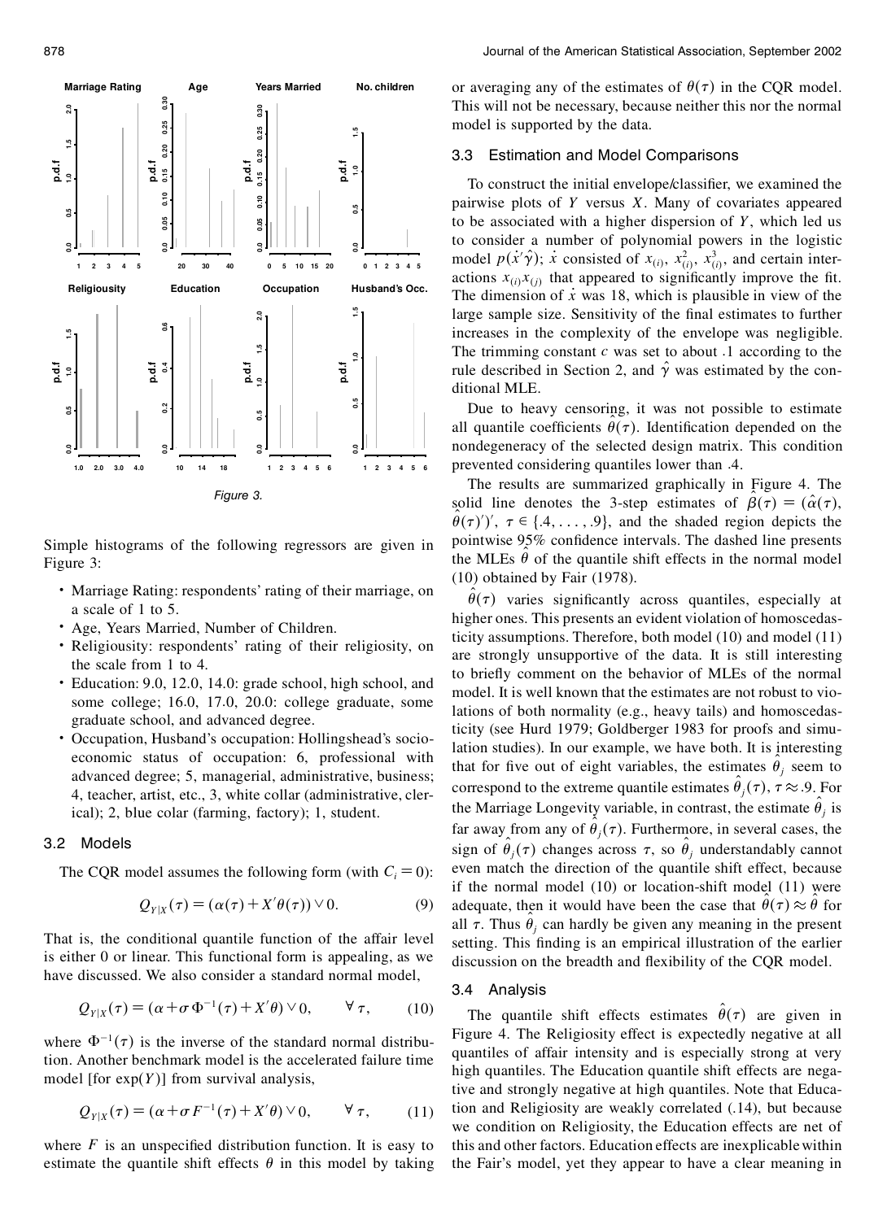Figure 3.

Simple histograms of the following regressors are given in Figure 3:

- Marriage Rating: respondents' rating of their marriage, on a scale of 1 to 5.
- Age, Years Married, Number of Children.
- Religiousity: respondents' rating of their religiosity, on the scale from 1 to 4.
- Education: 9.0, 12.0, 14.0: grade school, high school, and some college; 16.0, 17.0, 20.0: college graduate, some graduate school, and advanced degree.
- Occupation, Husband's occupation: Hollingshead's socioeconomic status of occupation: 6, professional with advanced degree; 5, managerial, administrative, business; 4, teacher, artist, etc., 3, white collar (administrative, clerical); 2, blue colar (farming, factory); 1, student.

### 3.2 Models

The CQR model assumes the following form (with $C_i = 0$):

$$Q_{Y|X}(\tau) = (\alpha(\tau) + X'\theta(\tau)) \vee 0. \tag{9}$$

That is, the conditional quantile function of the affair level is either 0 or linear. This functional form is appealing, as we have discussed. We also consider a standard normal model,

$$Q_{Y|X}(\tau) = (\alpha + \sigma\Phi^{-1}(\tau) + X'\theta) \vee 0, \qquad \forall\, \tau, \tag{10}$$

where $\Phi^{-1}(\tau)$ is the inverse of the standard normal distribution. Another benchmark model is the accelerated failure time model [for $\exp(Y)$] from survival analysis,

$$Q_{Y|X}(\tau) = (\alpha + \sigma F^{-1}(\tau) + X'\theta) \vee 0, \qquad \forall\, \tau, \tag{11}$$

where $F$ is an unspecified distribution function. It is easy to estimate the quantile shift effects $\theta$ in this model by taking or averaging any of the estimates of $\theta(\tau)$ in the CQR model. This will not be necessary, because neither this nor the normal model is supported by the data.

### 3.3 Estimation and Model Comparisons

To construct the initial envelope/classifier, we examined the pairwise plots of $Y$ versus $X$. Many of covariates appeared to be associated with a higher dispersion of $Y$, which led us to consider a number of polynomial powers in the logistic model $p(\dot{x}'\hat{\gamma})$; $\dot{x}$ consisted of $x_{(i)}$, $x_{(i)}^2$, $x_{(i)}^3$, and certain interactions $x_{(i)}x_{(j)}$ that appeared to significantly improve the fit. The dimension of $\dot{x}$ was 18, which is plausible in view of the large sample size. Sensitivity of the final estimates to further increases in the complexity of the envelope was negligible. The trimming constant $c$ was set to about .1 according to the rule described in Section 2, and $\hat{\gamma}$ was estimated by the conditional MLE.

Due to heavy censoring, it was not possible to estimate all quantile coefficients $\hat{\theta}(\tau)$. Identification depended on the nondegeneracy of the selected design matrix. This condition prevented considering quantiles lower than .4.

The results are summarized graphically in Figure 4. The solid line denotes the 3-step estimates of $\hat{\beta}(\tau) = (\hat{\alpha}(\tau), \hat{\theta}(\tau)')'$, $\tau \in \{.4, \ldots, .9\}$, and the shaded region depicts the pointwise 95% confidence intervals. The dashed line presents the MLEs $\hat{\theta}$ of the quantile shift effects in the normal model (10) obtained by Fair (1978).

$\hat{\theta}(\tau)$ varies significantly across quantiles, especially at higher ones. This presents an evident violation of homoscedasticity assumptions. Therefore, both model (10) and model (11) are strongly unsupportive of the data. It is still interesting to briefly comment on the behavior of MLEs of the normal model. It is well known that the estimates are not robust to violations of both normality (e.g., heavy tails) and homoscedasticity (see Hurd 1979; Goldberger 1983 for proofs and simulation studies). In our example, we have both. It is interesting that for five out of eight variables, the estimates $\hat{\theta}_j$ seem to correspond to the extreme quantile estimates $\hat{\theta}_j(\tau)$, $\tau \approx .9$. For the Marriage Longevity variable, in contrast, the estimate $\hat{\theta}_j$ is far away from any of $\hat{\theta}_j(\tau)$. Furthermore, in several cases, the sign of $\hat{\theta}_j(\tau)$ changes across $\tau$, so $\hat{\theta}_j$ understandably cannot even match the direction of the quantile shift effect, because if the normal model (10) or location-shift model (11) were adequate, then it would have been the case that $\hat{\theta}(\tau) \approx \hat{\theta}$ for all $\tau$. Thus $\hat{\theta}_j$ can hardly be given any meaning in the present setting. This finding is an empirical illustration of the earlier discussion on the breadth and flexibility of the CQR model.

### 3.4 Analysis

The quantile shift effects estimates $\hat{\theta}(\tau)$ are given in Figure 4. The Religiosity effect is expectedly negative at all quantiles of affair intensity and is especially strong at very high quantiles. The Education quantile shift effects are negative and strongly negative at high quantiles. Note that Education and Religiosity are weakly correlated (.14), but because we condition on Religiosity, the Education effects are net of this and other factors. Education effects are inexplicable within the Fair's model, yet they appear to have a clear meaning in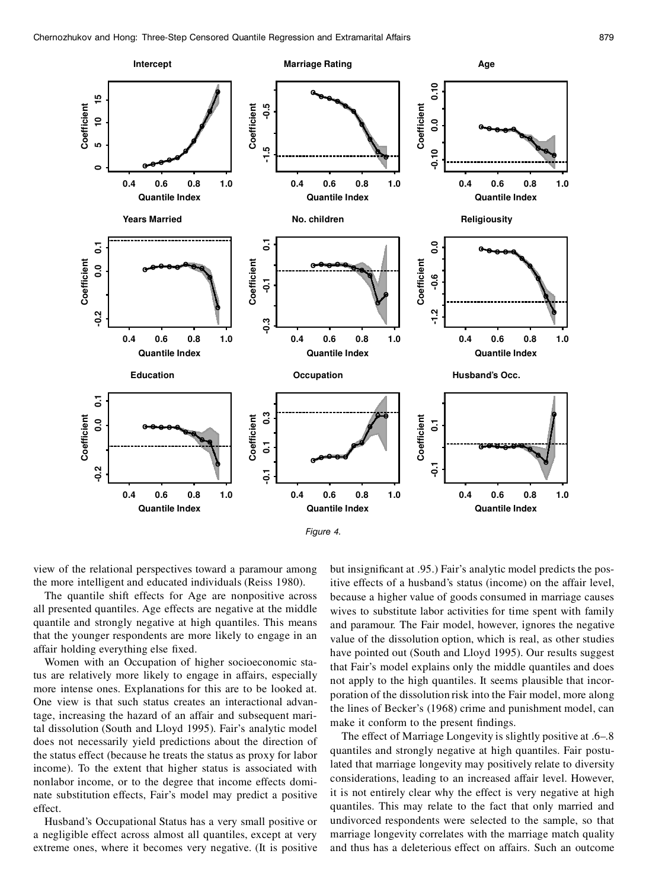Intercept

Coefficient

0
5
10
15

0.4 0.6 0.8 1.0

Quantile Index

Marriage Rating

Coefficient

-0.5
-1.5

0.4 0.6 0.8 1.0

Quantile Index

Age

Coefficient

0.10
0.0
-0.10

0.4 0.6 0.8 1.0

Quantile Index

Years Married

Coefficient

0.1
0.0
-0.2

0.4 0.6 0.8 1.0

Quantile Index

No. children

Coefficient

0.1
-0.1
-0.3

0.4 0.6 0.8 1.0

Quantile Index

Religiousity

Coefficient

0.0
-0.6
-1.2

0.4 0.6 0.8 1.0

Quantile Index

Education

Coefficient

0.1
0.0
-0.2

0.4 0.6 0.8 1.0

Quantile Index

Occupation

Coefficient

0.3
0.1
-0.1

0.4 0.6 0.8 1.0

Quantile Index

Husband's Occ.

Coefficient

0.1
-0.1

0.4 0.6 0.8 1.0

Quantile Index

*Figure 4.*

view of the relational perspectives toward a paramour among the more intelligent and educated individuals (Reiss 1980).

The quantile shift effects for Age are nonpositive across all presented quantiles. Age effects are negative at the middle quantile and strongly negative at high quantiles. This means that the younger respondents are more likely to engage in an affair holding everything else fixed.

Women with an Occupation of higher socioeconomic status are relatively more likely to engage in affairs, especially more intense ones. Explanations for this are to be looked at. One view is that such status creates an interactional advantage, increasing the hazard of an affair and subsequent marital dissolution (South and Lloyd 1995). Fair's analytic model does not necessarily yield predictions about the direction of the status effect (because he treats the status as proxy for labor income). To the extent that higher status is associated with nonlabor income, or to the degree that income effects dominate substitution effects, Fair's model may predict a positive effect.

Husband's Occupational Status has a very small positive or a negligible effect across almost all quantiles, except at very extreme ones, where it becomes very negative. (It is positive but insignificant at .95.) Fair's analytic model predicts the positive effects of a husband's status (income) on the affair level, because a higher value of goods consumed in marriage causes wives to substitute labor activities for time spent with family and paramour. The Fair model, however, ignores the negative value of the dissolution option, which is real, as other studies have pointed out (South and Lloyd 1995). Our results suggest that Fair's model explains only the middle quantiles and does not apply to the high quantiles. It seems plausible that incorporation of the dissolution risk into the Fair model, more along the lines of Becker's (1968) crime and punishment model, can make it conform to the present findings.

The effect of Marriage Longevity is slightly positive at .6–.8 quantiles and strongly negative at high quantiles. Fair postulated that marriage longevity may positively relate to diversity considerations, leading to an increased affair level. However, it is not entirely clear why the effect is very negative at high quantiles. This may relate to the fact that only married and undivorced respondents were selected to the sample, so that marriage longevity correlates with the marriage match quality and thus has a deleterious effect on affairs. Such an outcome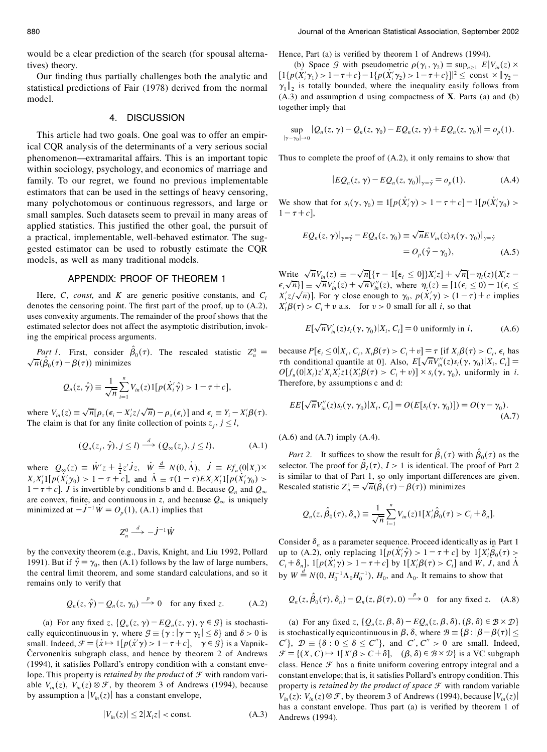would be a clear prediction of the search (for spousal alternatives) theory.

Our finding thus partially challenges both the analytic and statistical predictions of Fair (1978) derived from the normal model.

## 4. DISCUSSION

This article had two goals. One goal was to offer an empirical CQR analysis of the determinants of a very serious social phenomenon—extramarital affairs. This is an important topic within sociology, psychology, and economics of marriage and family. To our regret, we found no previous implementable estimators that can be used in the settings of heavy censoring, many polychotomous or continuous regressors, and large or small samples. Such datasets seem to prevail in many areas of applied statistics. This justified the other goal, the pursuit of a practical, implementable, well-behaved estimator. The suggested estimator can be used to robustly estimate the CQR models, as well as many traditional models.

## APPENDIX: PROOF OF THEOREM 1

Here, $C$, *const*, and $K$ are generic positive constants, and $C_i$ denotes the censoring point. The first part of the proof, up to (A.2), uses convexity arguments. The remainder of the proof shows that the estimated selector does not affect the asymptotic distribution, invoking the empirical process arguments.

*Part 1*. First, consider $\hat{\beta}_0(\tau)$. The rescaled statistic $Z_n^0 = \sqrt{n}(\hat{\beta}_0(\tau) - \beta(\tau))$ minimizes

$$Q_n(z, \hat{\gamma}) \equiv \frac{1}{\sqrt{n}} \sum_{i=1}^{n} V_{in}(z) 1[p(\dot{X}_i'\hat{\gamma}) > 1 - \tau + c],$$

where $V_{in}(z) \equiv \sqrt{n}[\rho_\tau(\epsilon_i - X_i'z/\sqrt{n}) - \rho_\tau(\epsilon_i)]$ and $\epsilon_i \equiv Y_i - X_i'\beta(\tau)$. The claim is that for any finite collection of points $z_j$, $j \le l$,

$$(Q_n(z_j, \hat{\gamma}), j \le l) \xrightarrow{d} (Q_\infty(z_j), j \le l), \tag{A.1}$$

where $Q_\infty(z) \equiv \dot{W}'z + \frac{1}{2}z'\dot{J}z$, $\dot{W} \stackrel{d}{=} N(0, \dot{\Lambda})$, $\dot{J} \equiv Ef_u(0|X_i) \times X_iX_i'1[p(\dot{X}_i'\gamma_0) > 1 - \tau + c]$, and $\dot{\Lambda} \equiv \tau(1-\tau)EX_iX_i'1[p(\dot{X}_i'\gamma_0) > 1 - \tau + c]$. $\dot{J}$ is invertible by conditions b and d. Because $Q_n$ and $Q_\infty$ are convex, finite, and continuous in $z$, and because $Q_\infty$ is uniquely minimized at $-\dot{J}^{-1}\dot{W} = O_p(1)$, (A.1) implies that

$$Z_n^0 \xrightarrow{d} -\dot{J}^{-1}\dot{W}$$

by the convexity theorem (e.g., Davis, Knight, and Liu 1992, Pollard 1991). But if $\hat{\gamma} = \gamma_0$, then (A.1) follows by the law of large numbers, the central limit theorem, and some standard calculations, and so it remains only to verify that

$$Q_n(z, \hat{\gamma}) - Q_n(z, \gamma_0) \xrightarrow{p} 0 \quad \text{for any fixed } z. \tag{A.2}$$

(a) For any fixed $z$, $\{Q_n(z, \gamma) - EQ_n(z, \gamma), \gamma \in \mathcal{G}\}$ is stochastically equicontinuous in $\gamma$, where $\mathcal{G} \equiv \{\gamma : |\gamma - \gamma_0| \le \delta\}$ and $\delta > 0$ is small. Indeed, $\mathcal{F} = \{\dot{x} \mapsto 1[p(\dot{x}'\gamma) > 1 - \tau + c], \quad \gamma \in \mathcal{G}\}$ is a Vapnik-Červonenkis subgraph class, and hence by theorem 2 of Andrews (1994), it satisfies Pollard's entropy condition with a constant envelope. This property is *retained by the product* of $\mathcal{F}$ with random variable $V_{in}(z)$, $V_{in}(z) \otimes \mathcal{F}$, by theorem 3 of Andrews (1994), because by assumption a $|V_{in}(z)|$ has a constant envelope,

$$|V_{in}(z)| \le 2|X_i z| < \text{const.} \tag{A.3}$$

Hence, Part (a) is verified by theorem 1 of Andrews (1994).

(b) Space $\mathcal{G}$ with pseudometric $\rho(\gamma_1, \gamma_2) \equiv \sup_{n \ge 1} E|V_{in}(z) \times [1\{p(\dot{X}_i'\gamma_1) > 1 - \tau + c\} - 1\{p(\dot{X}_i'\gamma_2) > 1 - \tau + c\}]|^2 \le \text{const} \times \|\gamma_2 - \gamma_1\|_2$ is totally bounded, where the inequality easily follows from (A.3) and assumption d using compactness of $\mathbf{X}$. Parts (a) and (b) together imply that

$$\sup_{|\gamma - \gamma_0| \to 0} |Q_n(z, \gamma) - Q_n(z, \gamma_0) - EQ_n(z, \gamma) + EQ_n(z, \gamma_0)| = o_p(1).$$

Thus to complete the proof of (A.2), it only remains to show that

$$|EQ_n(z, \gamma) - EQ_n(z, \gamma_0)|_{\gamma = \hat{\gamma}} = o_p(1). \tag{A.4}$$

We show that for $s_i(\gamma, \gamma_0) \equiv 1[p(\dot{X}_i'\gamma) > 1 - \tau + c] - 1[p(\dot{X}_i'\gamma_0) > 1 - \tau + c]$,

$$\begin{aligned} EQ_n(z, \gamma)|_{\gamma = \hat{\gamma}} - EQ_n(z, \gamma_0) &\equiv \sqrt{n} EV_{in}(z) s_i(\gamma, \gamma_0)|_{\gamma = \hat{\gamma}} \\ &= O_p(\hat{\gamma} - \gamma_0), \end{aligned} \tag{A.5}$$

Write $\sqrt{n}V_{in}(z) \equiv -\sqrt{n}\{\tau - 1[\epsilon_i \le 0]\}X_i'z] + \sqrt{n}[-\eta_i(z)\{X_i'z - \epsilon_i\sqrt{n}\}] \equiv \sqrt{n}V_{in}'(z) + \sqrt{n}V_{in}''(z)$, where $\eta_i(z) \equiv [1(\epsilon_i \le 0) - 1(\epsilon_i \le X_i'z/\sqrt{n})]$. For $\gamma$ close enough to $\gamma_0$, $p(X_i'\gamma) > (1 - \tau) + c$ implies $X_i'\beta(\tau) > C_i + v$ a.s. for $v > 0$ small for all $i$, so that

$$E[\sqrt{n}V_{in}'(z)s_i(\gamma, \gamma_0)|X_i, C_i] = 0 \text{ uniformly in } i, \tag{A.6}$$

because $P[\epsilon_i \le 0|X_i, C_i, X_i\beta(\tau) > C_i + v] = \tau$ [if $X_i\beta(\tau) > C_i$, $\epsilon_i$ has $\tau$th conditional quantile at 0]. Also, $E[\sqrt{n}V_{in}''(z)s_i(\gamma, \gamma_0)|X_i, C_i] = O[f_u(0|X_i)z'X_iX_i'z1(X_i'\beta(\tau) > C_i + v)] \times s_i(\gamma, \gamma_0)$, uniformly in $i$. Therefore, by assumptions c and d:

$$EE[\sqrt{n}V_{in}''(z)s_i(\gamma, \gamma_0)|X_i, C_i] = O(E[s_i(\gamma, \gamma_0)]) = O(\gamma - \gamma_0). \tag{A.7}$$

(A.6) and (A.7) imply (A.4).

*Part 2*. It suffices to show the result for $\hat{\beta}_1(\tau)$ with $\hat{\beta}_0(\tau)$ as the selector. The proof for $\hat{\beta}_I(\tau)$, $I > 1$ is identical. The proof of Part 2 is similar to that of Part 1, so only important differences are given. Rescaled statistic $Z_n^1 = \sqrt{n}(\hat{\beta}_1(\tau) - \beta(\tau))$ minimizes

$$Q_n(z, \hat{\beta}_0(\tau), \delta_n) \equiv \frac{1}{\sqrt{n}} \sum_{i=1}^{n} V_{in}(z) 1[X_i'\hat{\beta}_0(\tau) > C_i + \delta_n].$$

Consider $\delta_n$ as a parameter sequence. Proceed identically as in Part 1 up to (A.2), only replacing $1[p(\dot{X}_i'\hat{\gamma}) > 1 - \tau + c]$ by $1[X_i'\hat{\beta}_0(\tau) > C_i + \delta_n]$, $1[p(\dot{X}_i'\gamma) > 1 - \tau + c]$ by $1[X_i'\beta(\tau) > C_i]$ and $\dot{W}$, $\dot{J}$, and $\dot{\Lambda}$ by $W \stackrel{d}{=} N(0, H_0^{-1}\Lambda_0 H_0^{-1})$, $H_0$, and $\Lambda_0$. It remains to show that

$$Q_n(z, \hat{\beta}_0(\tau), \delta_n) - Q_n(z, \beta(\tau), 0) \xrightarrow{p} 0 \quad \text{for any fixed } z. \tag{A.8}$$

(a) For any fixed $z$, $\{Q_n(z, \beta, \delta) - EQ_n(z, \beta, \delta), (\beta, \delta) \in \mathcal{B} \times \mathcal{D}\}$ is stochastically equicontinuous in $\beta$, $\delta$, where $\mathcal{B} \equiv \{\beta : |\beta - \beta(\tau)| \le C'\}$, $\mathcal{D} \equiv \{\delta : 0 \le \delta \le C''\}$, and $C', C'' > 0$ are small. Indeed, $\mathcal{F} = \{(X, C) \mapsto 1[X'\beta > C + \delta], \quad (\beta, \delta) \in \mathcal{B} \times \mathcal{D}\}$ is a VC subgraph class. Hence $\mathcal{F}$ has a finite uniform covering entropy integral and a constant envelope; that is, it satisfies Pollard's entropy condition. This property is *retained by the product of space* $\mathcal{F}$ with random variable $V_{in}(z)$: $V_{in}(z) \otimes \mathcal{F}$, by theorem 3 of Andrews (1994), because $|V_{in}(z)|$ has a constant envelope. Thus part (a) is verified by theorem 1 of Andrews (1994).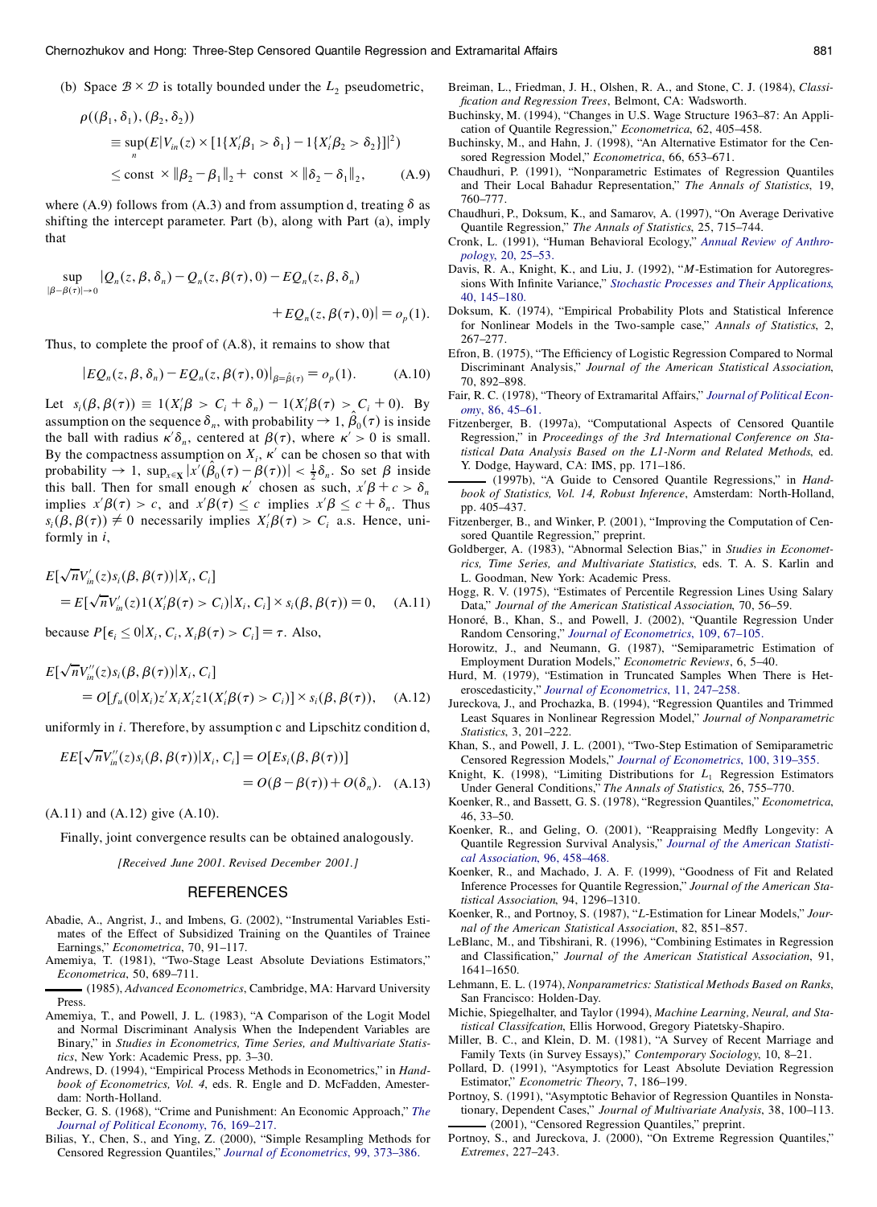(b) Space $\mathcal{B} \times \mathcal{D}$ is totally bounded under the $L_2$ pseudometric,

$$
\begin{aligned}
\rho((\beta_1, \delta_1), (\beta_2, \delta_2)) \\
&\equiv \sup_n (E|V_{in}(z) \times [1\{X_i'\beta_1 > \delta_1\} - 1\{X_i'\beta_2 > \delta_2\}]|^2) \\
&\leq \text{const} \times \|\beta_2 - \beta_1\|_2 + \text{const} \times \|\delta_2 - \delta_1\|_2, \qquad \text{(A.9)}
\end{aligned}
$$

where (A.9) follows from (A.3) and from assumption d, treating $\delta$ as shifting the intercept parameter. Part (b), along with Part (a), imply that

$$
\sup_{|\beta - \beta(\tau)| \to 0} |Q_n(z, \beta, \delta_n) - Q_n(z, \beta(\tau), 0) - EQ_n(z, \beta, \delta_n) + EQ_n(z, \beta(\tau), 0)| = o_p(1).
$$

Thus, to complete the proof of (A.8), it remains to show that

$$
|EQ_n(z, \beta, \delta_n) - EQ_n(z, \beta(\tau), 0)|_{\beta = \hat{\beta}(\tau)} = o_p(1). \qquad \text{(A.10)}
$$

Let $s_i(\beta, \beta(\tau)) \equiv 1(X_i'\beta > C_i + \delta_n) - 1(X_i'\beta(\tau) > C_i + 0)$. By assumption on the sequence $\delta_n$, with probability $\to 1$, $\hat{\beta}_0(\tau)$ is inside the ball with radius $\kappa'\delta_n$, centered at $\beta(\tau)$, where $\kappa' > 0$ is small. By the compactness assumption on $X_i$, $\kappa'$ can be chosen so that with probability $\to 1$, $\sup_{x \in \mathbf{X}} |x'(\hat{\beta}_0(\tau) - \beta(\tau))| < \frac{1}{2}\delta_n$. So set $\beta$ inside this ball. Then for small enough $\kappa'$ chosen as such, $x'\beta + c > \delta_n$ implies $x'\beta(\tau) > c$, and $x'\beta(\tau) \leq c$ implies $x'\beta \leq c + \delta_n$. Thus $s_i(\beta, \beta(\tau)) \neq 0$ necessarily implies $X_i'\beta(\tau) > C_i$ a.s. Hence, uniformly in $i$,

$$
\begin{aligned}
&E[\sqrt{n}V_{in}'(z) s_i(\beta, \beta(\tau)) | X_i, C_i] \\
&\quad = E[\sqrt{n}V_{in}'(z) 1(X_i'\beta(\tau) > C_i) | X_i, C_i] \times s_i(\beta, \beta(\tau)) = 0, \qquad \text{(A.11)}
\end{aligned}
$$

because $P[\epsilon_i \leq 0 | X_i, C_i, X_i\beta(\tau) > C_i] = \tau$. Also,

$$
\begin{aligned}
&E[\sqrt{n}V_{in}''(z) s_i(\beta, \beta(\tau)) | X_i, C_i] \\
&\quad = O[f_u(0|X_i) z' X_i X_i' z 1(X_i'\beta(\tau) > C_i)] \times s_i(\beta, \beta(\tau)), \qquad \text{(A.12)}
\end{aligned}
$$

uniformly in $i$. Therefore, by assumption c and Lipschitz condition d,

$$
\begin{aligned}
EE[\sqrt{n}V_{in}''(z) s_i(\beta, \beta(\tau)) | X_i, C_i] &= O[Es_i(\beta, \beta(\tau))] \\
&= O(\beta - \beta(\tau)) + O(\delta_n). \qquad \text{(A.13)}
\end{aligned}
$$

(A.11) and (A.12) give (A.10).

Finally, joint convergence results can be obtained analogously.

*[Received June 2001. Revised December 2001.]*

## REFERENCES

Abadie, A., Angrist, J., and Imbens, G. (2002), "Instrumental Variables Estimates of the Effect of Subsidized Training on the Quantiles of Trainee Earnings," *Econometrica*, 70, 91–117.

Amemiya, T. (1981), "Two-Stage Least Absolute Deviations Estimators," *Econometrica*, 50, 689–711.

——— (1985), *Advanced Econometrics*, Cambridge, MA: Harvard University Press.

Amemiya, T., and Powell, J. L. (1983), "A Comparison of the Logit Model and Normal Discriminant Analysis When the Independent Variables are Binary," in *Studies in Econometrics, Time Series, and Multivariate Statistics*, New York: Academic Press, pp. 3–30.

Andrews, D. (1994), "Empirical Process Methods in Econometrics," in *Handbook of Econometrics, Vol. 4*, eds. R. Engle and D. McFadden, Amesterdam: North-Holland.

Becker, G. S. (1968), "Crime and Punishment: An Economic Approach," *The Journal of Political Economy*, 76, 169–217.

Bilias, Y., Chen, S., and Ying, Z. (2000), "Simple Resampling Methods for Censored Regression Quantiles," *Journal of Econometrics*, 99, 373–386.

Breiman, L., Friedman, J. H., Olshen, R. A., and Stone, C. J. (1984), *Classification and Regression Trees*, Belmont, CA: Wadsworth.

Buchinsky, M. (1994), "Changes in U.S. Wage Structure 1963–87: An Application of Quantile Regression," *Econometrica*, 62, 405–458.

Buchinsky, M., and Hahn, J. (1998), "An Alternative Estimator for the Censored Regression Model," *Econometrica*, 66, 653–671.

Chaudhuri, P. (1991), "Nonparametric Estimates of Regression Quantiles and Their Local Bahadur Representation," *The Annals of Statistics*, 19, 760–777.

Chaudhuri, P., Doksum, K., and Samarov, A. (1997), "On Average Derivative Quantile Regression," *The Annals of Statistics*, 25, 715–744.

Cronk, L. (1991), "Human Behavioral Ecology," *Annual Review of Anthropology*, 20, 25–53.

Davis, R. A., Knight, K., and Liu, J. (1992), "*M*-Estimation for Autoregressions With Infinite Variance," *Stochastic Processes and Their Applications*, 40, 145–180.

Doksum, K. (1974), "Empirical Probability Plots and Statistical Inference for Nonlinear Models in the Two-sample case," *Annals of Statistics*, 2, 267–277.

Efron, B. (1975), "The Efficiency of Logistic Regression Compared to Normal Discriminant Analysis," *Journal of the American Statistical Association*, 70, 892–898.

Fair, R. C. (1978), "Theory of Extramarital Affairs," *Journal of Political Economy*, 86, 45–61.

Fitzenberger, B. (1997a), "Computational Aspects of Censored Quantile Regression," in *Proceedings of the 3rd International Conference on Statistical Data Analysis Based on the L1-Norm and Related Methods*, ed. Y. Dodge, Hayward, CA: IMS, pp. 171–186.

——— (1997b), "A Guide to Censored Quantile Regressions," in *Handbook of Statistics, Vol. 14, Robust Inference*, Amsterdam: North-Holland, pp. 405–437.

Fitzenberger, B., and Winker, P. (2001), "Improving the Computation of Censored Quantile Regression," preprint.

Goldberger, A. (1983), "Abnormal Selection Bias," in *Studies in Econometrics, Time Series, and Multivariate Statistics*, eds. T. A. S. Karlin and L. Goodman, New York: Academic Press.

Hogg, R. V. (1975), "Estimates of Percentile Regression Lines Using Salary Data," *Journal of the American Statistical Association*, 70, 56–59.

Honoré, B., Khan, S., and Powell, J. (2002), "Quantile Regression Under Random Censoring," *Journal of Econometrics*, 109, 67–105.

Horowitz, J., and Neumann, G. (1987), "Semiparametric Estimation of Employment Duration Models," *Econometric Reviews*, 6, 5–40.

Hurd, M. (1979), "Estimation in Truncated Samples When There is Heteroscedasticity," *Journal of Econometrics*, 11, 247–258.

Jureckova, J., and Prochazka, B. (1994), "Regression Quantiles and Trimmed Least Squares in Nonlinear Regression Model," *Journal of Nonparametric Statistics*, 3, 201–222.

Khan, S., and Powell, J. L. (2001), "Two-Step Estimation of Semiparametric Censored Regression Models," *Journal of Econometrics*, 100, 319–355.

Knight, K. (1998), "Limiting Distributions for $L_1$ Regression Estimators Under General Conditions," *The Annals of Statistics*, 26, 755–770.

Koenker, R., and Bassett, G. S. (1978), "Regression Quantiles," *Econometrica*, 46, 33–50.

Koenker, R., and Geling, O. (2001), "Reappraising Medfly Longevity: A Quantile Regression Survival Analysis," *Journal of the American Statistical Association*, 96, 458–468.

Koenker, R., and Machado, J. A. F. (1999), "Goodness of Fit and Related Inference Processes for Quantile Regression," *Journal of the American Statistical Association*, 94, 1296–1310.

Koenker, R., and Portnoy, S. (1987), "*L*-Estimation for Linear Models," *Journal of the American Statistical Association*, 82, 851–857.

LeBlanc, M., and Tibshirani, R. (1996), "Combining Estimates in Regression and Classification," *Journal of the American Statistical Association*, 91, 1641–1650.

Lehmann, E. L. (1974), *Nonparametrics: Statistical Methods Based on Ranks*, San Francisco: Holden-Day.

Michie, Spiegelhalter, and Taylor (1994), *Machine Learning, Neural, and Statistical Classifcation*, Ellis Horwood, Gregory Piatetsky-Shapiro.

Miller, B. C., and Klein, D. M. (1981), "A Survey of Recent Marriage and Family Texts (in Survey Essays)," *Contemporary Sociology*, 10, 8–21.

Pollard, D. (1991), "Asymptotics for Least Absolute Deviation Regression Estimator," *Econometric Theory*, 7, 186–199.

Portnoy, S. (1991), "Asymptotic Behavior of Regression Quantiles in Nonstationary, Dependent Cases," *Journal of Multivariate Analysis*, 38, 100–113.

——— (2001), "Censored Regression Quantiles," preprint.

Portnoy, S., and Jureckova, J. (2000), "On Extreme Regression Quantiles," *Extremes*, 227–243.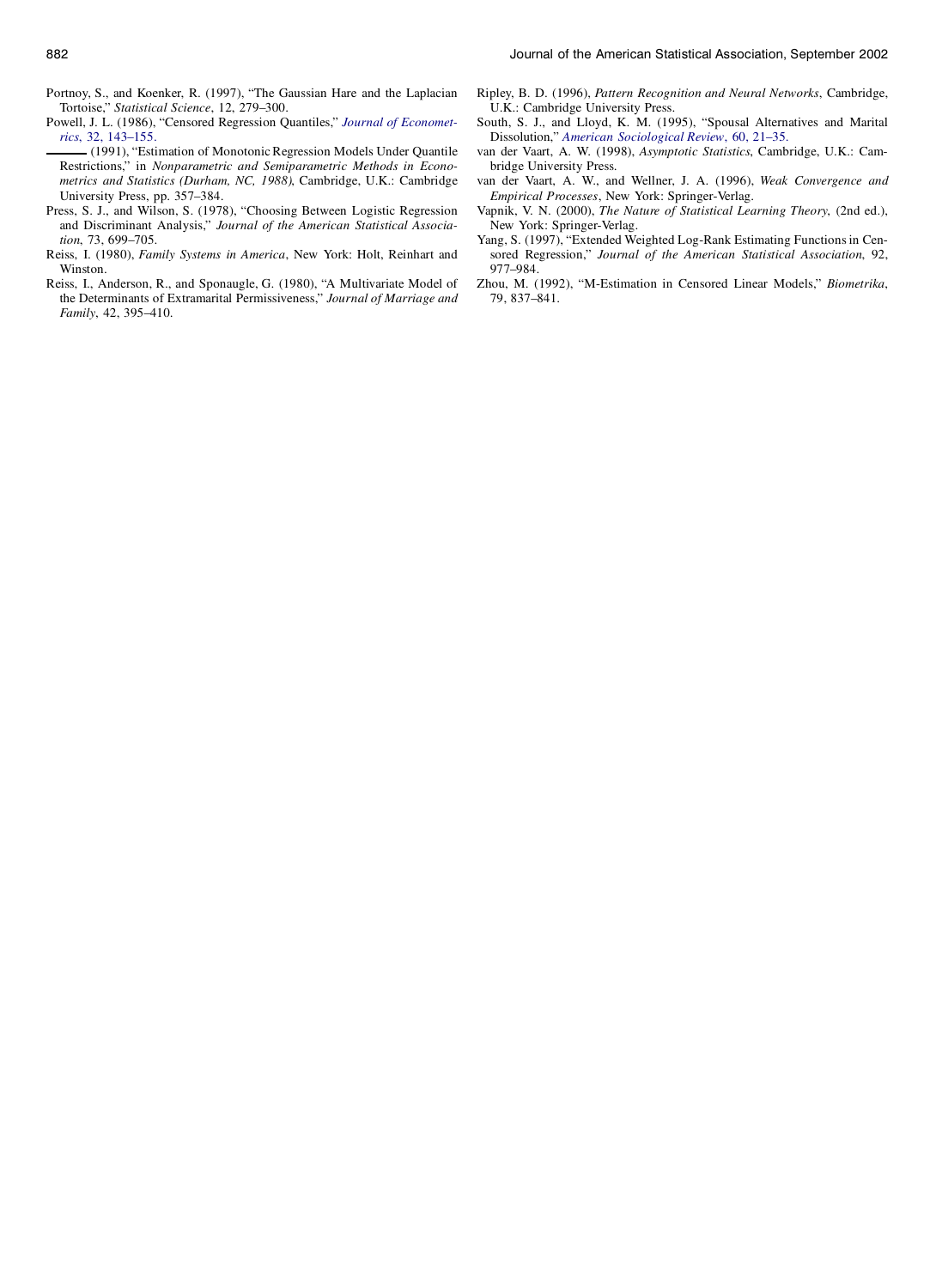Portnoy, S., and Koenker, R. (1997), "The Gaussian Hare and the Laplacian Tortoise," *Statistical Science*, 12, 279–300.

Powell, J. L. (1986), "Censored Regression Quantiles," *Journal of Econometrics*, 32, 143–155.

——— (1991), "Estimation of Monotonic Regression Models Under Quantile Restrictions," in *Nonparametric and Semiparametric Methods in Econometrics and Statistics (Durham, NC, 1988)*, Cambridge, U.K.: Cambridge University Press, pp. 357–384.

Press, S. J., and Wilson, S. (1978), "Choosing Between Logistic Regression and Discriminant Analysis," *Journal of the American Statistical Association*, 73, 699–705.

Reiss, I. (1980), *Family Systems in America*, New York: Holt, Reinhart and Winston.

Reiss, I., Anderson, R., and Sponaugle, G. (1980), "A Multivariate Model of the Determinants of Extramarital Permissiveness," *Journal of Marriage and Family*, 42, 395–410.

Ripley, B. D. (1996), *Pattern Recognition and Neural Networks*, Cambridge, U.K.: Cambridge University Press.

South, S. J., and Lloyd, K. M. (1995), "Spousal Alternatives and Marital Dissolution," *American Sociological Review*, 60, 21–35.

van der Vaart, A. W. (1998), *Asymptotic Statistics*, Cambridge, U.K.: Cambridge University Press.

van der Vaart, A. W., and Wellner, J. A. (1996), *Weak Convergence and Empirical Processes*, New York: Springer-Verlag.

Vapnik, V. N. (2000), *The Nature of Statistical Learning Theory*, (2nd ed.), New York: Springer-Verlag.

Yang, S. (1997), "Extended Weighted Log-Rank Estimating Functions in Censored Regression," *Journal of the American Statistical Association*, 92, 977–984.

Zhou, M. (1992), "M-Estimation in Censored Linear Models," *Biometrika*, 79, 837–841.